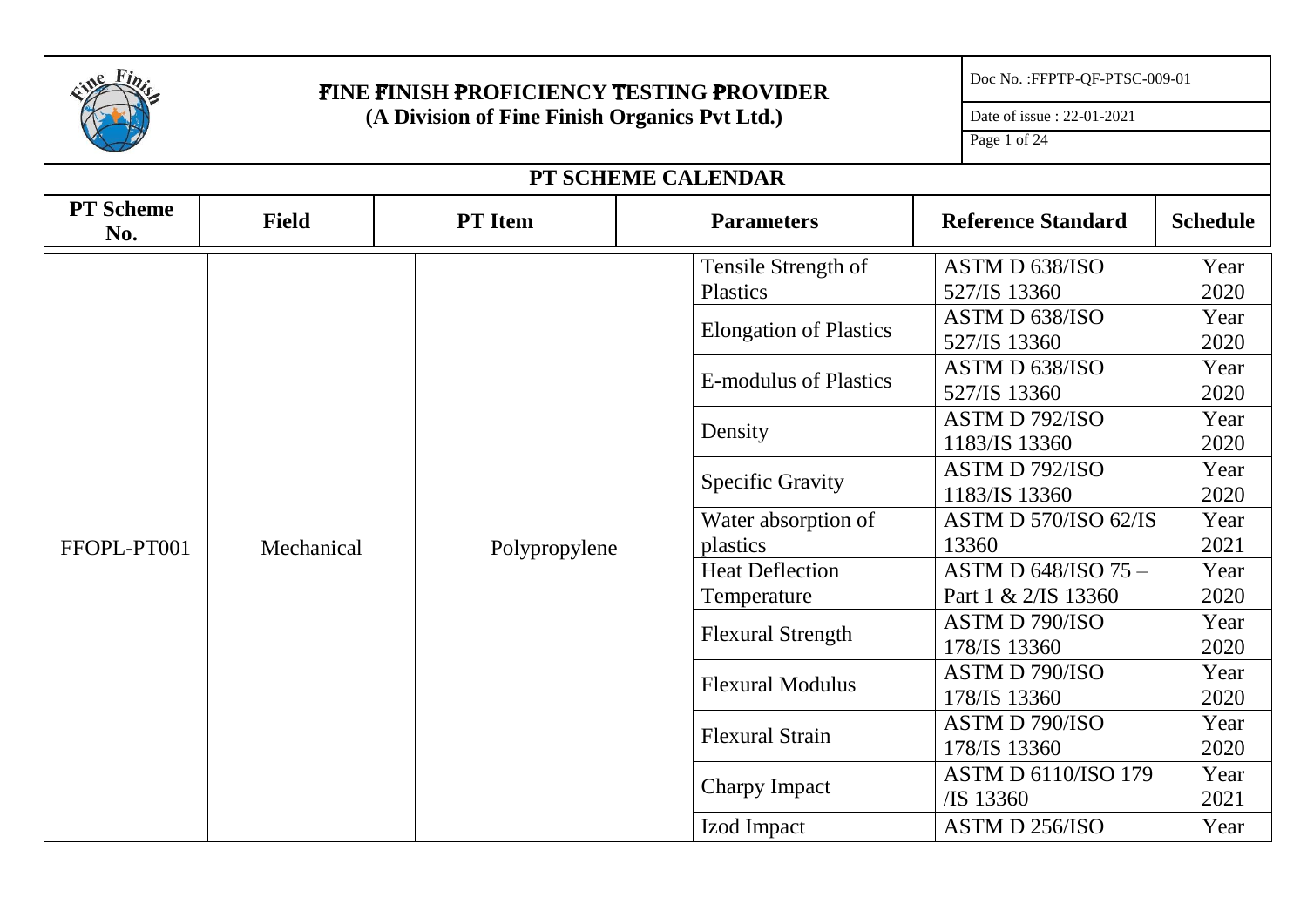# FINE FINISH PROFICIENCY TESTING PROVIDER

**(A Division of Fine Finish Organics Pvt Ltd.)**

Doc No. :FFPTP-QF-PTSC-009-01

Date of issue : 22-01-2021

## PT SCHEME CALENDAR

| PT Scheme No. | Field | PT Item | Parameters | Reference Standard | Schedule |
|---|---|---|---|---|---|
| FFOPL-PT001 | Mechanical | Polypropylene | Tensile Strength of Plastics | ASTM D 638/ISO 527/IS 13360 | Year 2020 |
| | | | Elongation of Plastics | ASTM D 638/ISO 527/IS 13360 | Year 2020 |
| | | | E-modulus of Plastics | ASTM D 638/ISO 527/IS 13360 | Year 2020 |
| | | | Density | ASTM D 792/ISO 1183/IS 13360 | Year 2020 |
| | | | Specific Gravity | ASTM D 792/ISO 1183/IS 13360 | Year 2020 |
| | | | Water absorption of plastics | ASTM D 570/ISO 62/IS 13360 | Year 2021 |
| | | | Heat Deflection Temperature | ASTM D 648/ISO 75 – Part 1 & 2/IS 13360 | Year 2020 |
| | | | Flexural Strength | ASTM D 790/ISO 178/IS 13360 | Year 2020 |
| | | | Flexural Modulus | ASTM D 790/ISO 178/IS 13360 | Year 2020 |
| | | | Flexural Strain | ASTM D 790/ISO 178/IS 13360 | Year 2020 |
| | | | Charpy Impact | ASTM D 6110/ISO 179 /IS 13360 | Year 2021 |
| | | | Izod Impact | ASTM D 256/ISO | Year |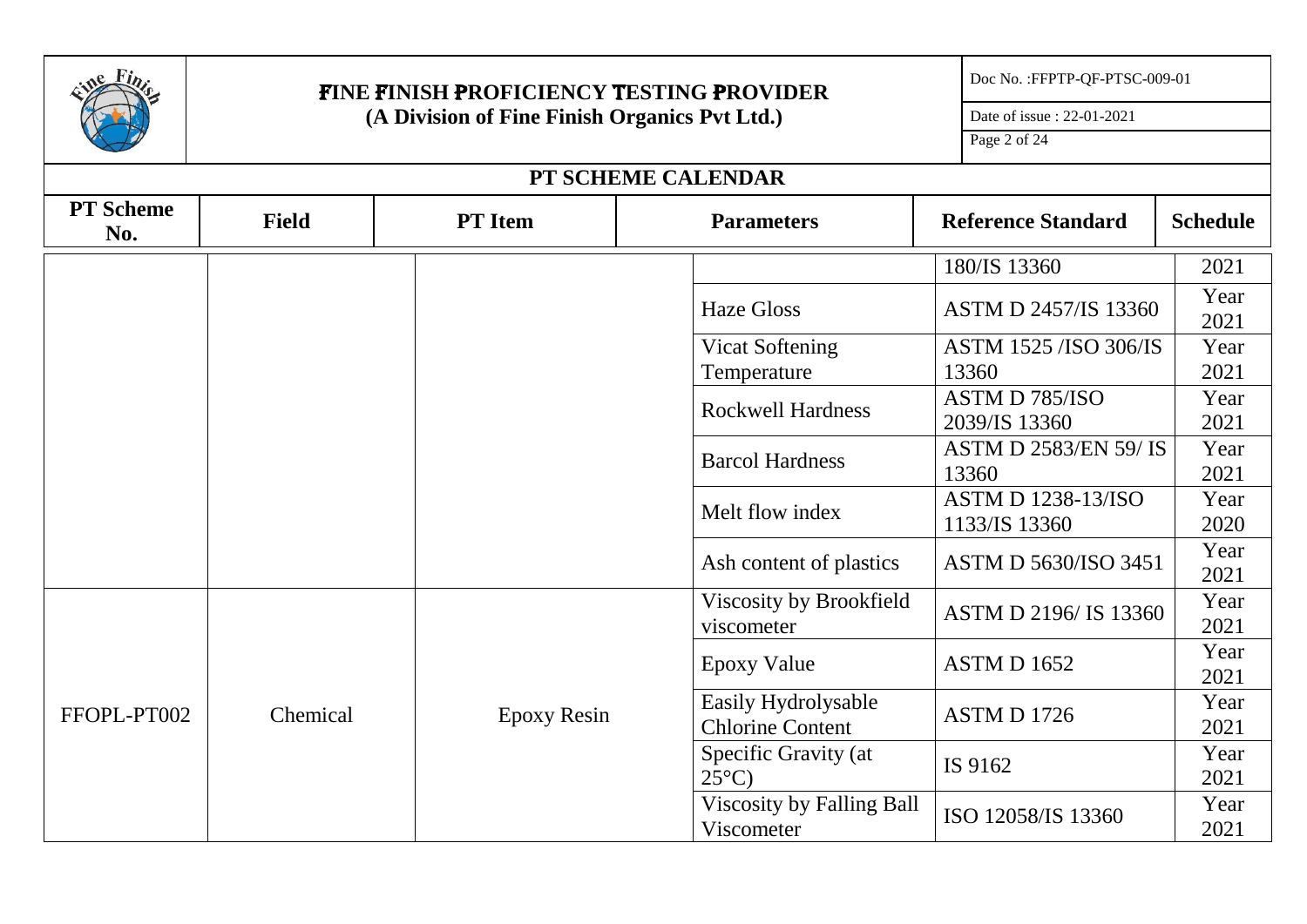## PT SCHEME CALENDAR

| PT Scheme No. | Field | PT Item | Parameters | Reference Standard | Schedule |
|---|---|---|---|---|---|
| | | | | 180/IS 13360 | 2021 |
| | | | Haze Gloss | ASTM D 2457/IS 13360 | Year 2021 |
| | | | Vicat Softening Temperature | ASTM 1525 /ISO 306/IS 13360 | Year 2021 |
| | | | Rockwell Hardness | ASTM D 785/ISO 2039/IS 13360 | Year 2021 |
| | | | Barcol Hardness | ASTM D 2583/EN 59/ IS 13360 | Year 2021 |
| | | | Melt flow index | ASTM D 1238-13/ISO 1133/IS 13360 | Year 2020 |
| | | | Ash content of plastics | ASTM D 5630/ISO 3451 | Year 2021 |
| FFOPL-PT002 | Chemical | Epoxy Resin | Viscosity by Brookfield viscometer | ASTM D 2196/ IS 13360 | Year 2021 |
| | | | Epoxy Value | ASTM D 1652 | Year 2021 |
| | | | Easily Hydrolysable Chlorine Content | ASTM D 1726 | Year 2021 |
| | | | Specific Gravity (at 25°C) | IS 9162 | Year 2021 |
| | | | Viscosity by Falling Ball Viscometer | ISO 12058/IS 13360 | Year 2021 |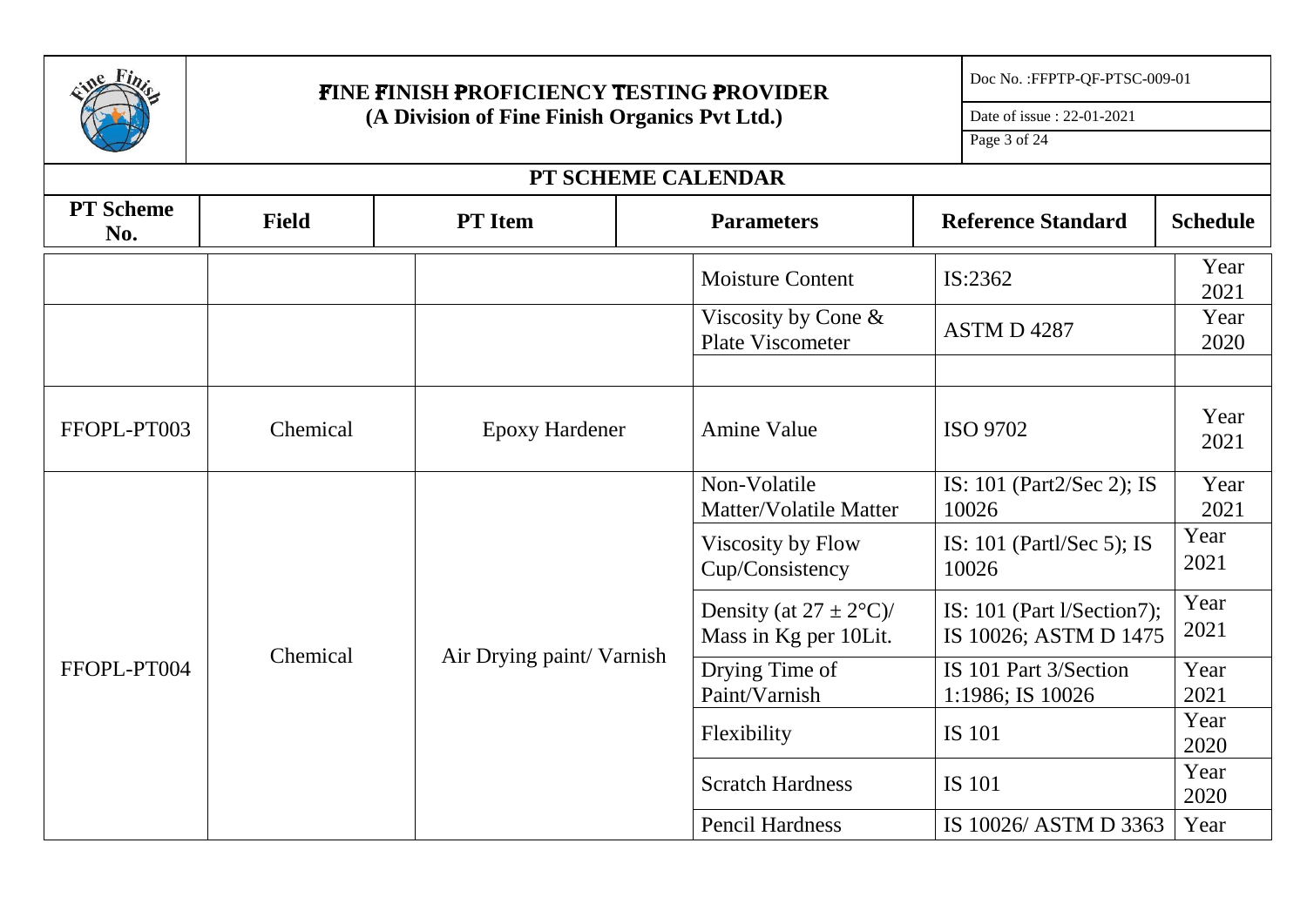## PT SCHEME CALENDAR

| PT Scheme No. | Field | PT Item | Parameters | Reference Standard | Schedule |
|---|---|---|---|---|---|
| | | | Moisture Content | IS:2362 | Year 2021 |
| | | | Viscosity by Cone & Plate Viscometer | ASTM D 4287 | Year 2020 |
| | | | | | |
| FFOPL-PT003 | Chemical | Epoxy Hardener | Amine Value | ISO 9702 | Year 2021 |
| FFOPL-PT004 | Chemical | Air Drying paint/ Varnish | Non-Volatile Matter/Volatile Matter | IS: 101 (Part2/Sec 2); IS 10026 | Year 2021 |
| | | | Viscosity by Flow Cup/Consistency | IS: 101 (Partl/Sec 5); IS 10026 | Year 2021 |
| | | | Density (at $27 \pm 2°C$)/ Mass in Kg per 10Lit. | IS: 101 (Part l/Section7); IS 10026; ASTM D 1475 | Year 2021 |
| | | | Drying Time of Paint/Varnish | IS 101 Part 3/Section 1:1986; IS 10026 | Year 2021 |
| | | | Flexibility | IS 101 | Year 2020 |
| | | | Scratch Hardness | IS 101 | Year 2020 |
| | | | Pencil Hardness | IS 10026/ ASTM D 3363 | Year |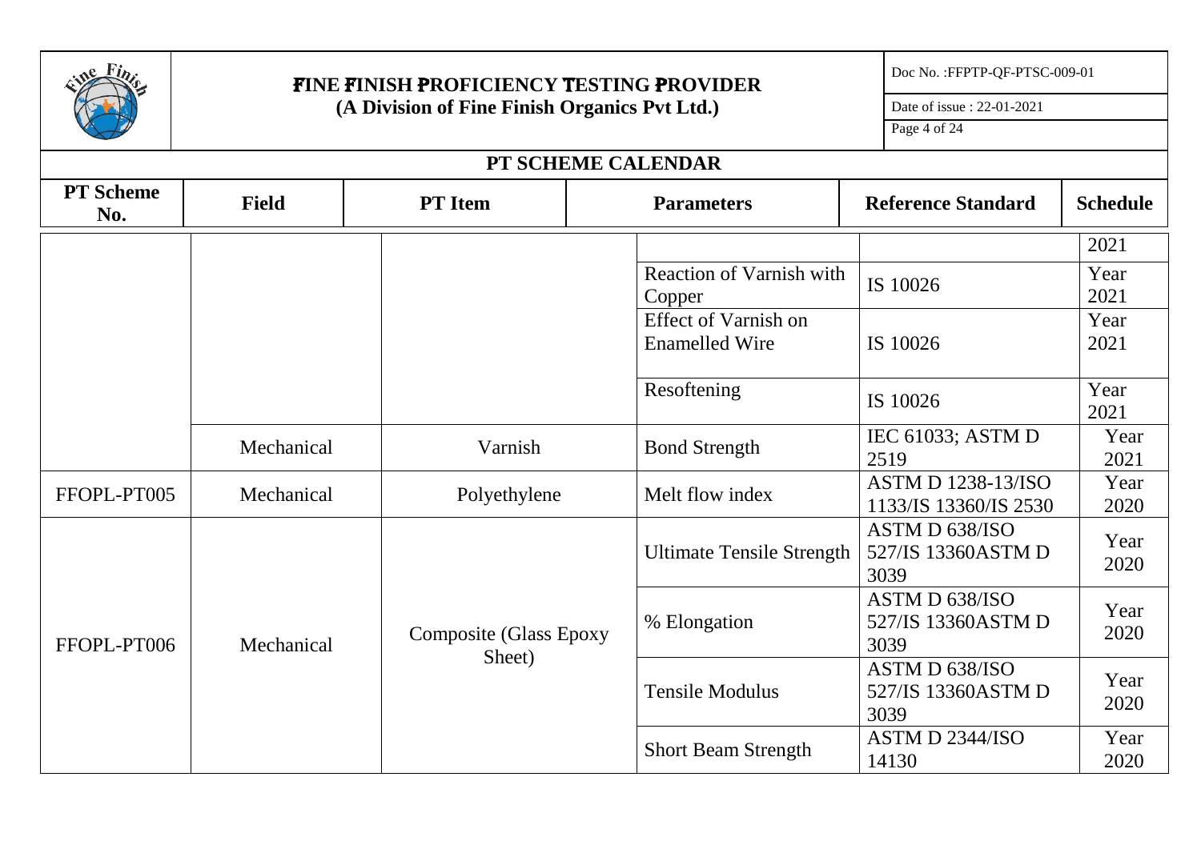## PT SCHEME CALENDAR

| PT Scheme No. | Field | PT Item | Parameters | Reference Standard | Schedule |
|---|---|---|---|---|---|
| | | | | | 2021 |
| | | | Reaction of Varnish with Copper | IS 10026 | Year 2021 |
| | | | Effect of Varnish on Enamelled Wire | IS 10026 | Year 2021 |
| | | | Resoftening | IS 10026 | Year 2021 |
| | Mechanical | Varnish | Bond Strength | IEC 61033; ASTM D 2519 | Year 2021 |
| FFOPL-PT005 | Mechanical | Polyethylene | Melt flow index | ASTM D 1238-13/ISO 1133/IS 13360/IS 2530 | Year 2020 |
| FFOPL-PT006 | Mechanical | Composite (Glass Epoxy Sheet) | Ultimate Tensile Strength | ASTM D 638/ISO 527/IS 13360ASTM D 3039 | Year 2020 |
| | | | % Elongation | ASTM D 638/ISO 527/IS 13360ASTM D 3039 | Year 2020 |
| | | | Tensile Modulus | ASTM D 638/ISO 527/IS 13360ASTM D 3039 | Year 2020 |
| | | | Short Beam Strength | ASTM D 2344/ISO 14130 | Year 2020 |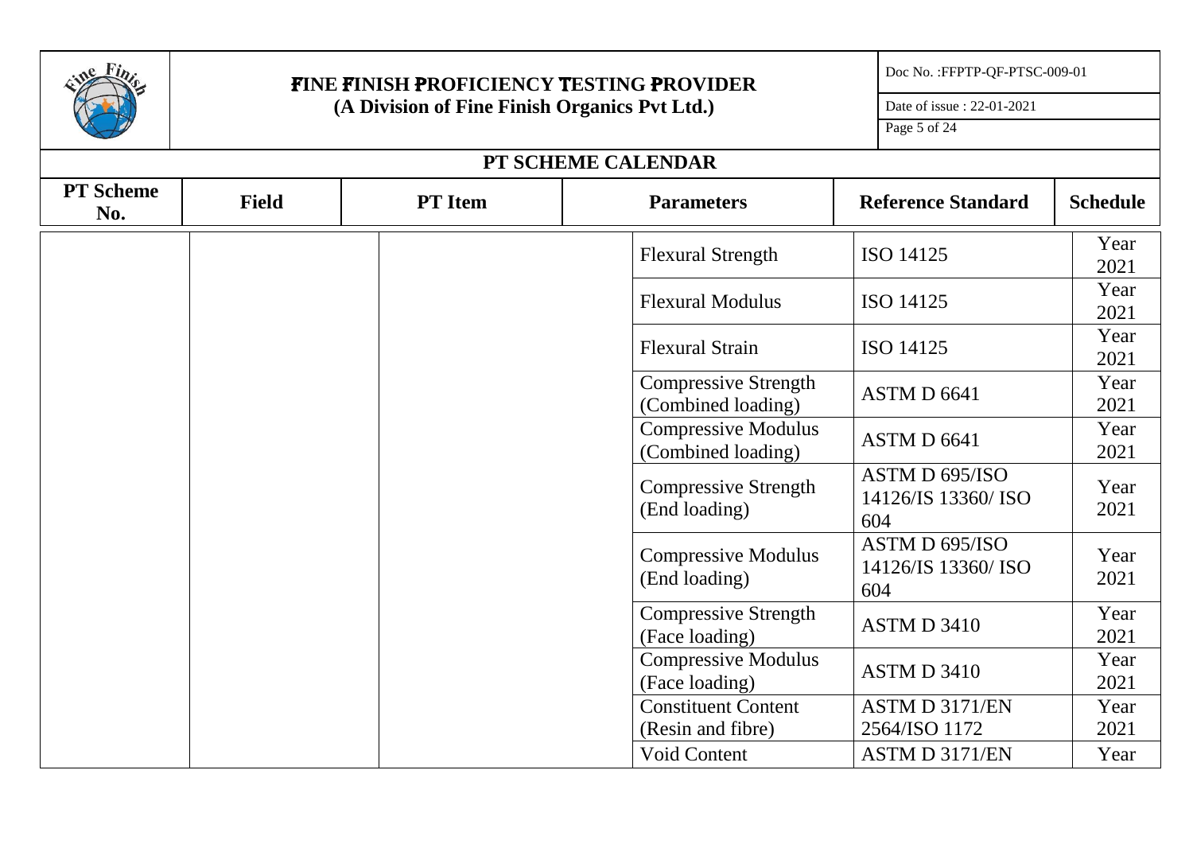## PT SCHEME CALENDAR

| PT Scheme No. | Field | PT Item | Parameters | Reference Standard | Schedule |
|---|---|---|---|---|---|
| | | | Flexural Strength | ISO 14125 | Year 2021 |
| | | | Flexural Modulus | ISO 14125 | Year 2021 |
| | | | Flexural Strain | ISO 14125 | Year 2021 |
| | | | Compressive Strength (Combined loading) | ASTM D 6641 | Year 2021 |
| | | | Compressive Modulus (Combined loading) | ASTM D 6641 | Year 2021 |
| | | | Compressive Strength (End loading) | ASTM D 695/ISO 14126/IS 13360/ ISO 604 | Year 2021 |
| | | | Compressive Modulus (End loading) | ASTM D 695/ISO 14126/IS 13360/ ISO 604 | Year 2021 |
| | | | Compressive Strength (Face loading) | ASTM D 3410 | Year 2021 |
| | | | Compressive Modulus (Face loading) | ASTM D 3410 | Year 2021 |
| | | | Constituent Content (Resin and fibre) | ASTM D 3171/EN 2564/ISO 1172 | Year 2021 |
| | | | Void Content | ASTM D 3171/EN | Year |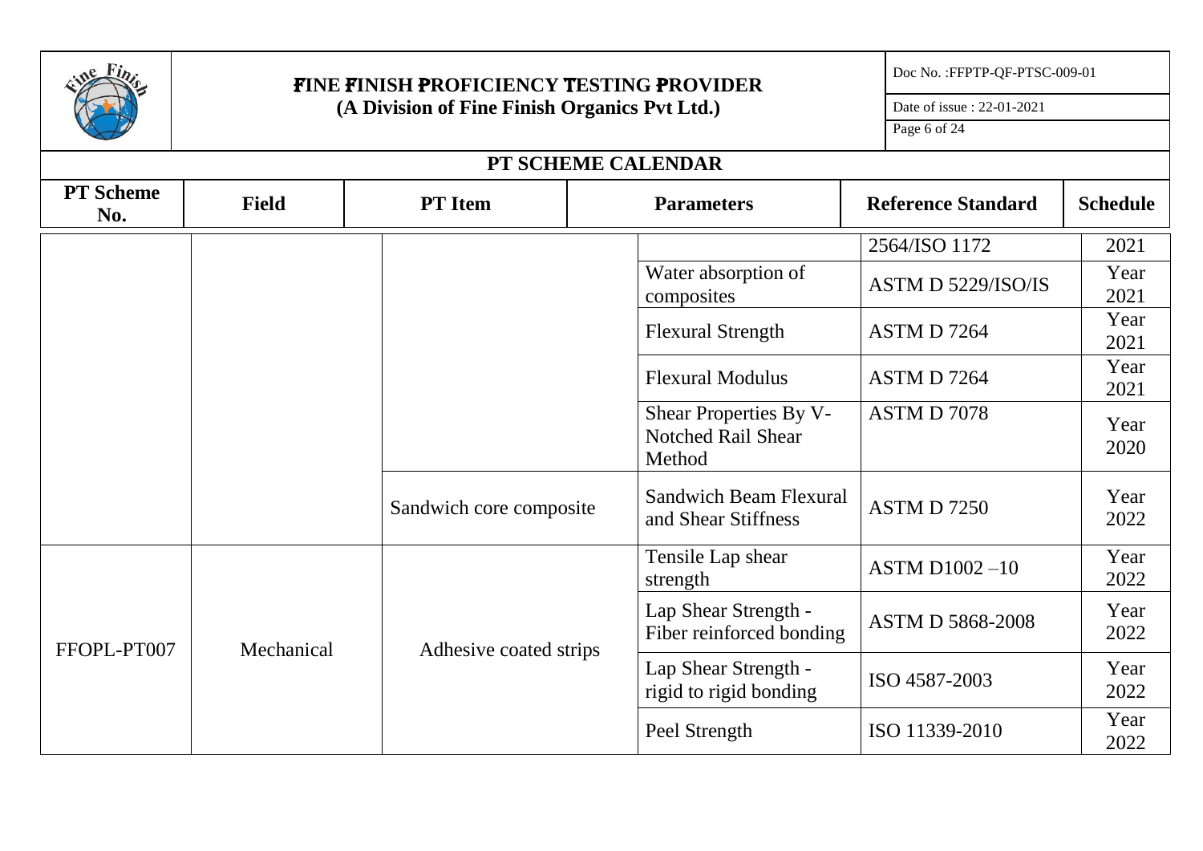## PT SCHEME CALENDAR

| PT Scheme No. | Field | PT Item | Parameters | Reference Standard | Schedule |
|---|---|---|---|---|---|
| | | | | 2564/ISO 1172 | 2021 |
| | | | Water absorption of composites | ASTM D 5229/ISO/IS | Year 2021 |
| | | | Flexural Strength | ASTM D 7264 | Year 2021 |
| | | | Flexural Modulus | ASTM D 7264 | Year 2021 |
| | | | Shear Properties By V-Notched Rail Shear Method | ASTM D 7078 | Year 2020 |
| | | Sandwich core composite | Sandwich Beam Flexural and Shear Stiffness | ASTM D 7250 | Year 2022 |
| FFOPL-PT007 | Mechanical | Adhesive coated strips | Tensile Lap shear strength | ASTM D1002 –10 | Year 2022 |
| | | | Lap Shear Strength - Fiber reinforced bonding | ASTM D 5868-2008 | Year 2022 |
| | | | Lap Shear Strength - rigid to rigid bonding | ISO 4587-2003 | Year 2022 |
| | | | Peel Strength | ISO 11339-2010 | Year 2022 |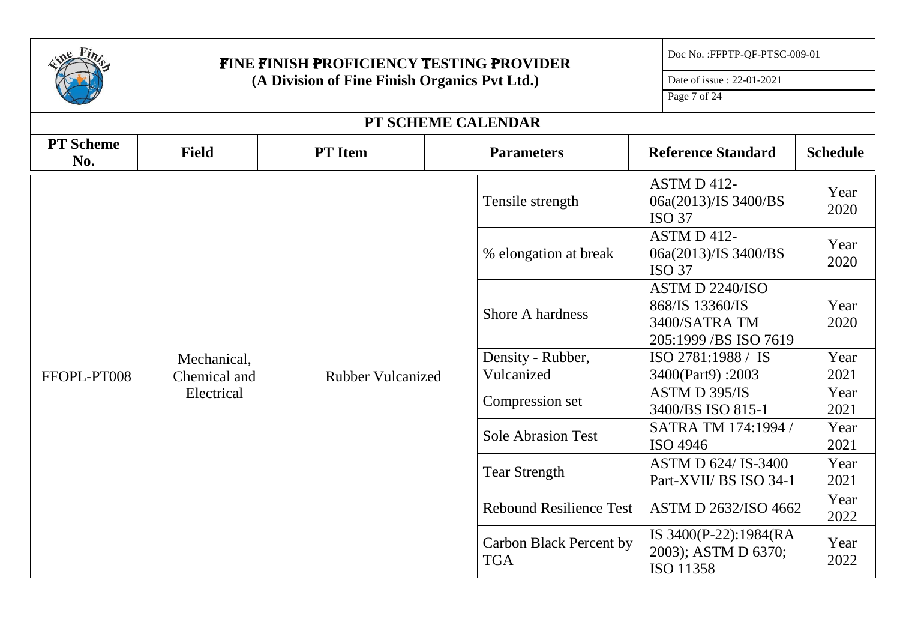# FINE FINISH PROFICIENCY TESTING PROVIDER
**(A Division of Fine Finish Organics Pvt Ltd.)**

Doc No. :FFPTP-QF-PTSC-009-01

Date of issue : 22-01-2021

## PT SCHEME CALENDAR

| PT Scheme No. | Field | PT Item | Parameters | Reference Standard | Schedule |
|---|---|---|---|---|---|
| FFOPL-PT008 | Mechanical, Chemical and Electrical | Rubber Vulcanized | Tensile strength | ASTM D 412-06a(2013)/IS 3400/BS ISO 37 | Year 2020 |
| | | | % elongation at break | ASTM D 412-06a(2013)/IS 3400/BS ISO 37 | Year 2020 |
| | | | Shore A hardness | ASTM D 2240/ISO 868/IS 13360/IS 3400/SATRA TM 205:1999 /BS ISO 7619 | Year 2020 |
| | | | Density - Rubber, Vulcanized | ISO 2781:1988 / IS 3400(Part9) :2003 | Year 2021 |
| | | | Compression set | ASTM D 395/IS 3400/BS ISO 815-1 | Year 2021 |
| | | | Sole Abrasion Test | SATRA TM 174:1994 / ISO 4946 | Year 2021 |
| | | | Tear Strength | ASTM D 624/ IS-3400 Part-XVII/ BS ISO 34-1 | Year 2021 |
| | | | Rebound Resilience Test | ASTM D 2632/ISO 4662 | Year 2022 |
| | | | Carbon Black Percent by TGA | IS 3400(P-22):1984(RA 2003); ASTM D 6370; ISO 11358 | Year 2022 |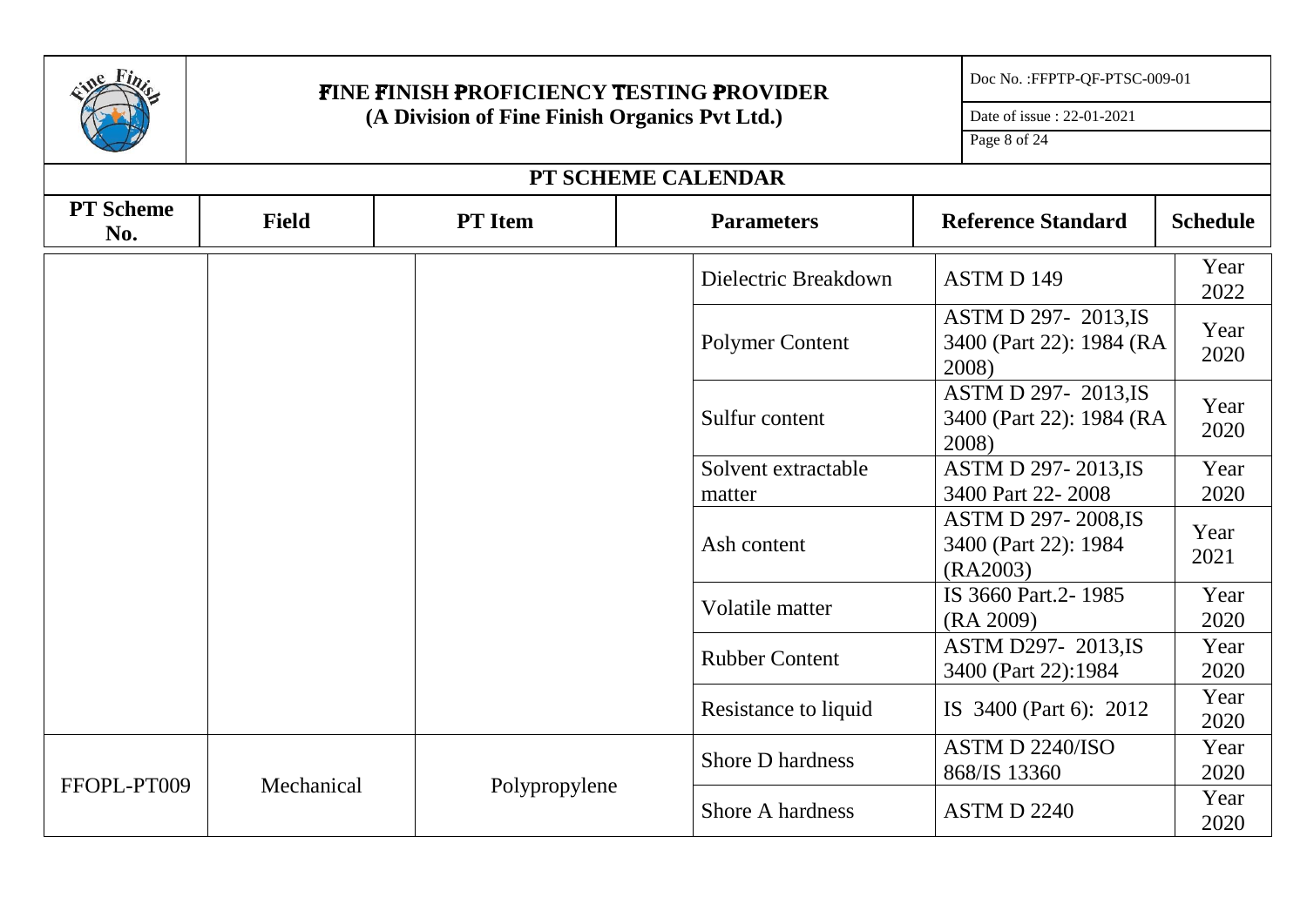## PT SCHEME CALENDAR

| PT Scheme No. | Field | PT Item | Parameters | Reference Standard | Schedule |
|---|---|---|---|---|---|
| | | | Dielectric Breakdown | ASTM D 149 | Year 2022 |
| | | | Polymer Content | ASTM D 297- 2013,IS 3400 (Part 22): 1984 (RA 2008) | Year 2020 |
| | | | Sulfur content | ASTM D 297- 2013,IS 3400 (Part 22): 1984 (RA 2008) | Year 2020 |
| | | | Solvent extractable matter | ASTM D 297- 2013,IS 3400 Part 22- 2008 | Year 2020 |
| | | | Ash content | ASTM D 297- 2008,IS 3400 (Part 22): 1984 (RA2003) | Year 2021 |
| | | | Volatile matter | IS 3660 Part.2- 1985 (RA 2009) | Year 2020 |
| | | | Rubber Content | ASTM D297- 2013,IS 3400 (Part 22):1984 | Year 2020 |
| | | | Resistance to liquid | IS 3400 (Part 6): 2012 | Year 2020 |
| FFOPL-PT009 | Mechanical | Polypropylene | Shore D hardness | ASTM D 2240/ISO 868/IS 13360 | Year 2020 |
| | | | Shore A hardness | ASTM D 2240 | Year 2020 |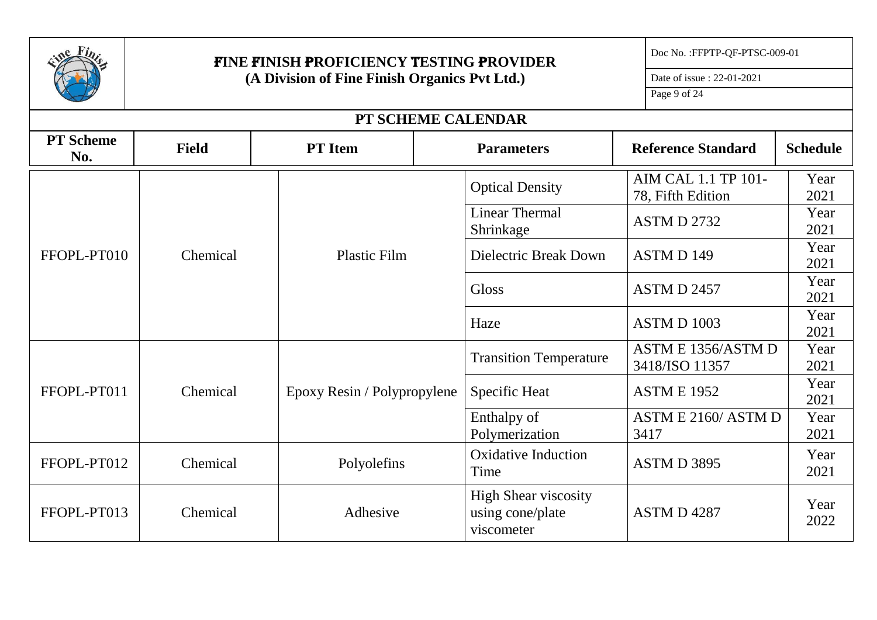# FINE FINISH PROFICIENCY TESTING PROVIDER
**(A Division of Fine Finish Organics Pvt Ltd.)**

Doc No. :FFPTP-QF-PTSC-009-01

Date of issue : 22-01-2021

## PT SCHEME CALENDAR

| PT Scheme No. | Field | PT Item | Parameters | Reference Standard | Schedule |
|---|---|---|---|---|---|
| FFOPL-PT010 | Chemical | Plastic Film | Optical Density | AIM CAL 1.1 TP 101-78, Fifth Edition | Year 2021 |
| | | | Linear Thermal Shrinkage | ASTM D 2732 | Year 2021 |
| | | | Dielectric Break Down | ASTM D 149 | Year 2021 |
| | | | Gloss | ASTM D 2457 | Year 2021 |
| | | | Haze | ASTM D 1003 | Year 2021 |
| FFOPL-PT011 | Chemical | Epoxy Resin / Polypropylene | Transition Temperature | ASTM E 1356/ASTM D 3418/ISO 11357 | Year 2021 |
| | | | Specific Heat | ASTM E 1952 | Year 2021 |
| | | | Enthalpy of Polymerization | ASTM E 2160/ ASTM D 3417 | Year 2021 |
| FFOPL-PT012 | Chemical | Polyolefins | Oxidative Induction Time | ASTM D 3895 | Year 2021 |
| FFOPL-PT013 | Chemical | Adhesive | High Shear viscosity using cone/plate viscometer | ASTM D 4287 | Year 2022 |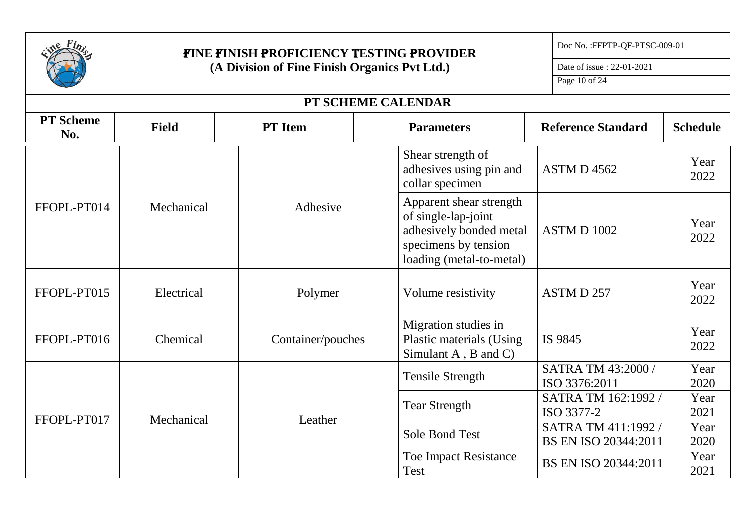## PT SCHEME CALENDAR

| PT Scheme No. | Field | PT Item | Parameters | Reference Standard | Schedule |
|---|---|---|---|---|---|
| FFOPL-PT014 | Mechanical | Adhesive | Shear strength of adhesives using pin and collar specimen | ASTM D 4562 | Year 2022 |
| | | | Apparent shear strength of single-lap-joint adhesively bonded metal specimens by tension loading (metal-to-metal) | ASTM D 1002 | Year 2022 |
| FFOPL-PT015 | Electrical | Polymer | Volume resistivity | ASTM D 257 | Year 2022 |
| FFOPL-PT016 | Chemical | Container/pouches | Migration studies in Plastic materials (Using Simulant A , B and C) | IS 9845 | Year 2022 |
| FFOPL-PT017 | Mechanical | Leather | Tensile Strength | SATRA TM 43:2000 / ISO 3376:2011 | Year 2020 |
| | | | Tear Strength | SATRA TM 162:1992 / ISO 3377-2 | Year 2021 |
| | | | Sole Bond Test | SATRA TM 411:1992 / BS EN ISO 20344:2011 | Year 2020 |
| | | | Toe Impact Resistance Test | BS EN ISO 20344:2011 | Year 2021 |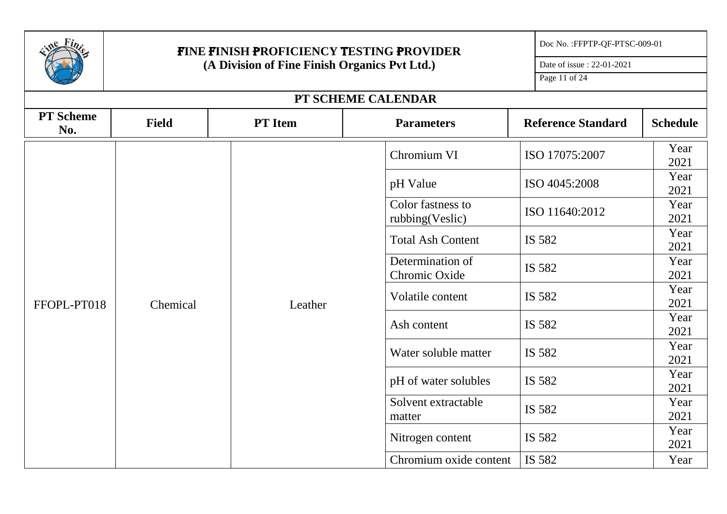## FINE FINISH PROFICIENCY TESTING PROVIDER
**(A Division of Fine Finish Organics Pvt Ltd.)**

Doc No. :FFPTP-QF-PTSC-009-01

Date of issue : 22-01-2021

### PT SCHEME CALENDAR

| PT Scheme No. | Field | PT Item | Parameters | Reference Standard | Schedule |
|---|---|---|---|---|---|
| FFOPL-PT018 | Chemical | Leather | Chromium VI | ISO 17075:2007 | Year 2021 |
| | | | pH Value | ISO 4045:2008 | Year 2021 |
| | | | Color fastness to rubbing(Veslic) | ISO 11640:2012 | Year 2021 |
| | | | Total Ash Content | IS 582 | Year 2021 |
| | | | Determination of Chromic Oxide | IS 582 | Year 2021 |
| | | | Volatile content | IS 582 | Year 2021 |
| | | | Ash content | IS 582 | Year 2021 |
| | | | Water soluble matter | IS 582 | Year 2021 |
| | | | pH of water solubles | IS 582 | Year 2021 |
| | | | Solvent extractable matter | IS 582 | Year 2021 |
| | | | Nitrogen content | IS 582 | Year 2021 |
| | | | Chromium oxide content | IS 582 | Year |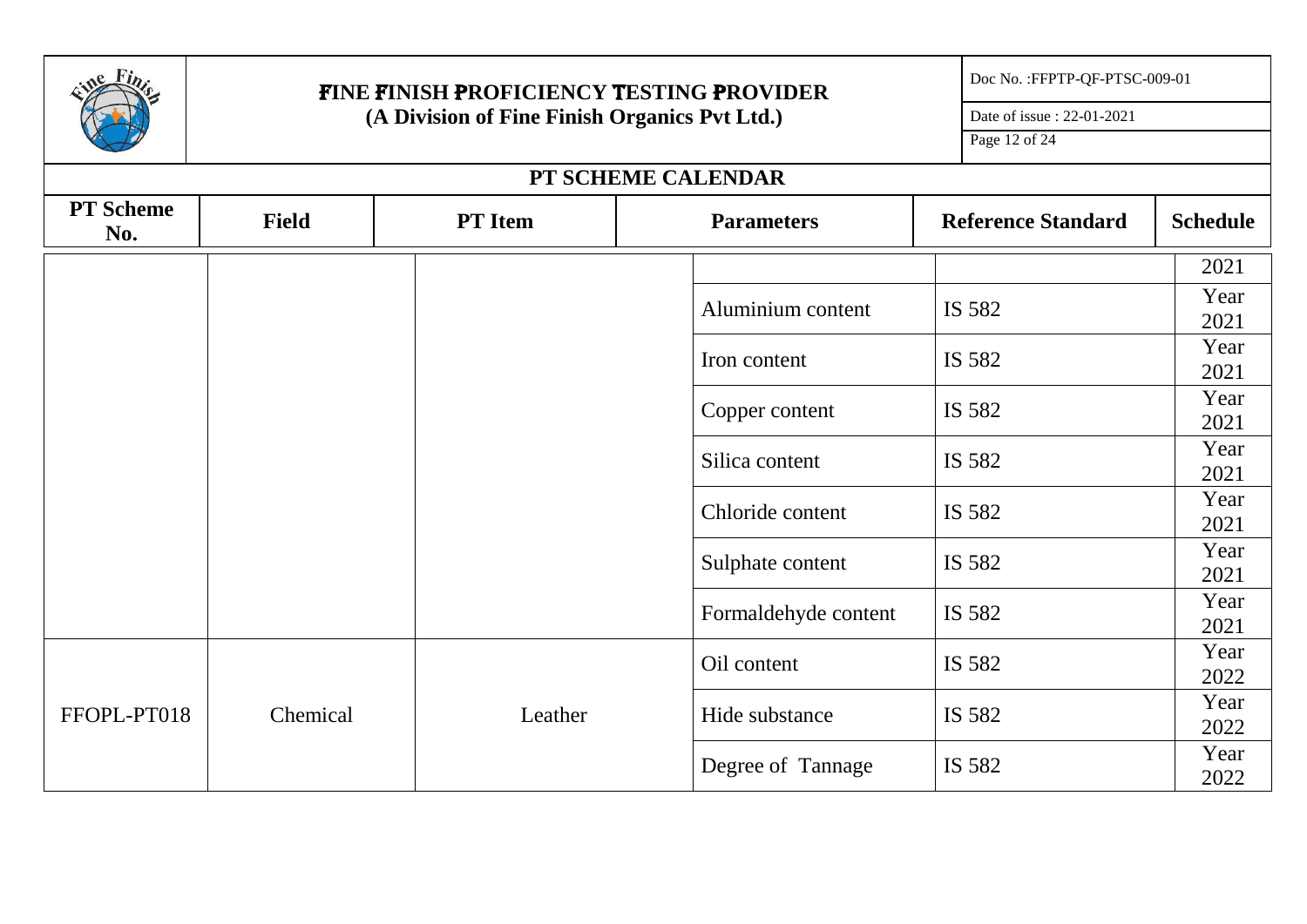## PT SCHEME CALENDAR

| PT Scheme No. | Field | PT Item | Parameters | Reference Standard | Schedule |
|---|---|---|---|---|---|
| | | | | | 2021 |
| | | | Aluminium content | IS 582 | Year 2021 |
| | | | Iron content | IS 582 | Year 2021 |
| | | | Copper content | IS 582 | Year 2021 |
| | | | Silica content | IS 582 | Year 2021 |
| | | | Chloride content | IS 582 | Year 2021 |
| | | | Sulphate content | IS 582 | Year 2021 |
| | | | Formaldehyde content | IS 582 | Year 2021 |
| FFOPL-PT018 | Chemical | Leather | Oil content | IS 582 | Year 2022 |
| | | | Hide substance | IS 582 | Year 2022 |
| | | | Degree of Tannage | IS 582 | Year 2022 |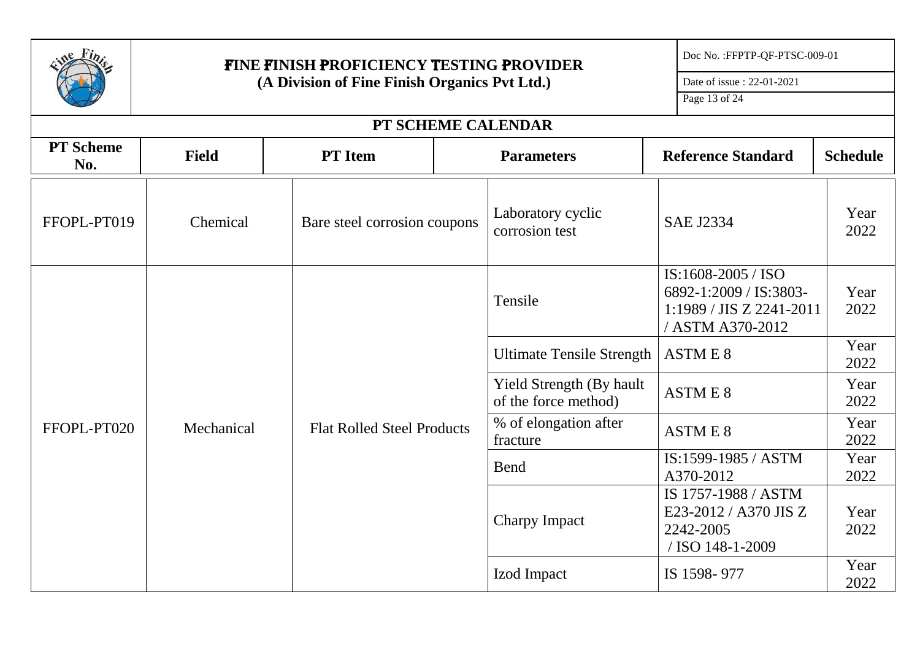## PT SCHEME CALENDAR

| PT Scheme No. | Field | PT Item | Parameters | Reference Standard | Schedule |
|---|---|---|---|---|---|
| FFOPL-PT019 | Chemical | Bare steel corrosion coupons | Laboratory cyclic corrosion test | SAE J2334 | Year 2022 |
| FFOPL-PT020 | Mechanical | Flat Rolled Steel Products | Tensile | IS:1608-2005 / ISO 6892-1:2009 / IS:3803-1:1989 / JIS Z 2241-2011 / ASTM A370-2012 | Year 2022 |
| | | | Ultimate Tensile Strength | ASTM E 8 | Year 2022 |
| | | | Yield Strength (By hault of the force method) | ASTM E 8 | Year 2022 |
| | | | % of elongation after fracture | ASTM E 8 | Year 2022 |
| | | | Bend | IS:1599-1985 / ASTM A370-2012 | Year 2022 |
| | | | Charpy Impact | IS 1757-1988 / ASTM E23-2012 / A370 JIS Z 2242-2005 / ISO 148-1-2009 | Year 2022 |
| | | | Izod Impact | IS 1598- 977 | Year 2022 |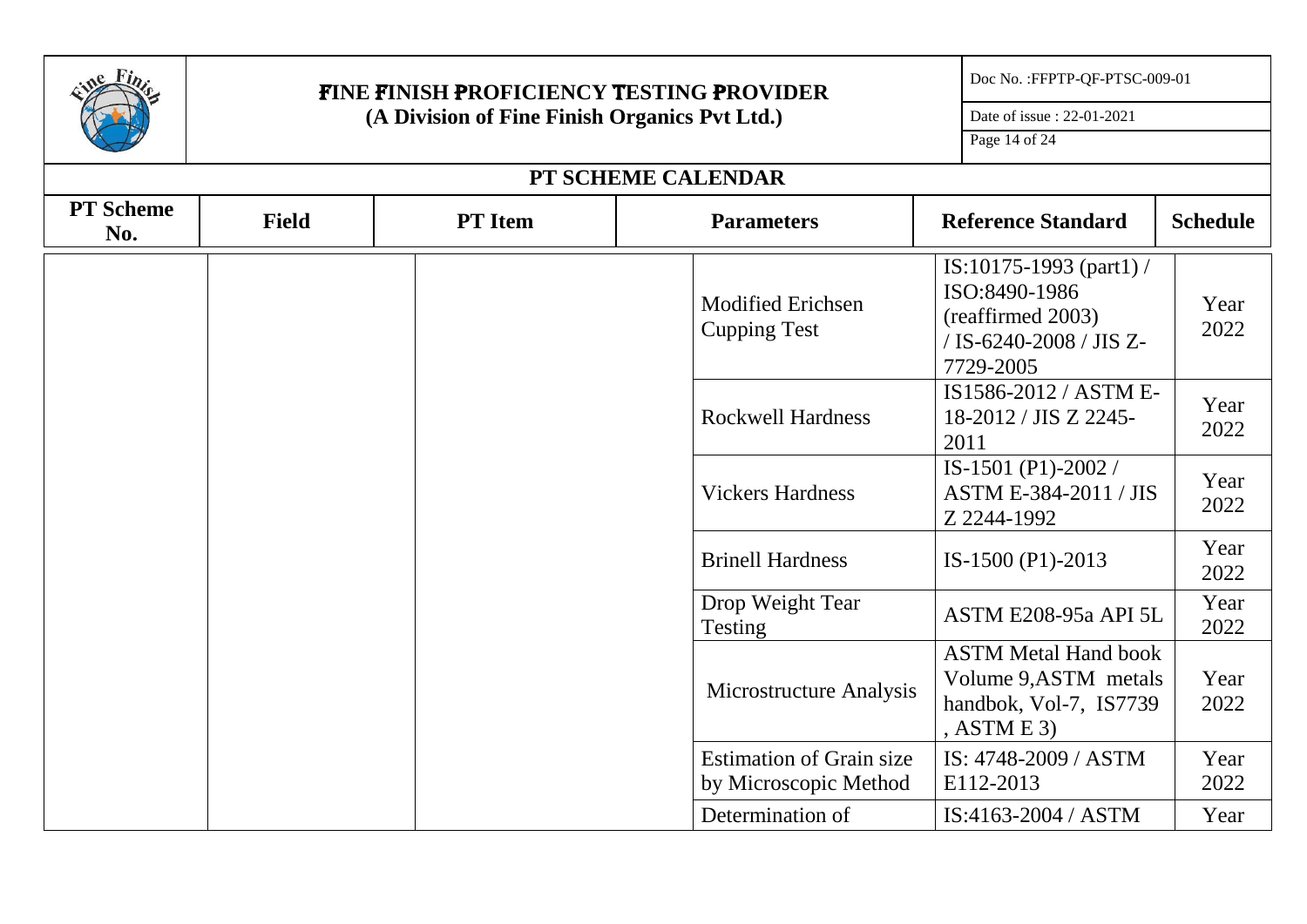## PT SCHEME CALENDAR

| PT Scheme No. | Field | PT Item | Parameters | Reference Standard | Schedule |
|---|---|---|---|---|---|
| | | | Modified Erichsen Cupping Test | IS:10175-1993 (part1) / ISO:8490-1986 (reaffirmed 2003) / IS-6240-2008 / JIS Z-7729-2005 | Year 2022 |
| | | | Rockwell Hardness | IS1586-2012 / ASTM E-18-2012 / JIS Z 2245-2011 | Year 2022 |
| | | | Vickers Hardness | IS-1501 (P1)-2002 / ASTM E-384-2011 / JIS Z 2244-1992 | Year 2022 |
| | | | Brinell Hardness | IS-1500 (P1)-2013 | Year 2022 |
| | | | Drop Weight Tear Testing | ASTM E208-95a API 5L | Year 2022 |
| | | | Microstructure Analysis | ASTM Metal Hand book Volume 9,ASTM metals handbok, Vol-7, IS7739 , ASTM E 3) | Year 2022 |
| | | | Estimation of Grain size by Microscopic Method | IS: 4748-2009 / ASTM E112-2013 | Year 2022 |
| | | | Determination of | IS:4163-2004 / ASTM | Year |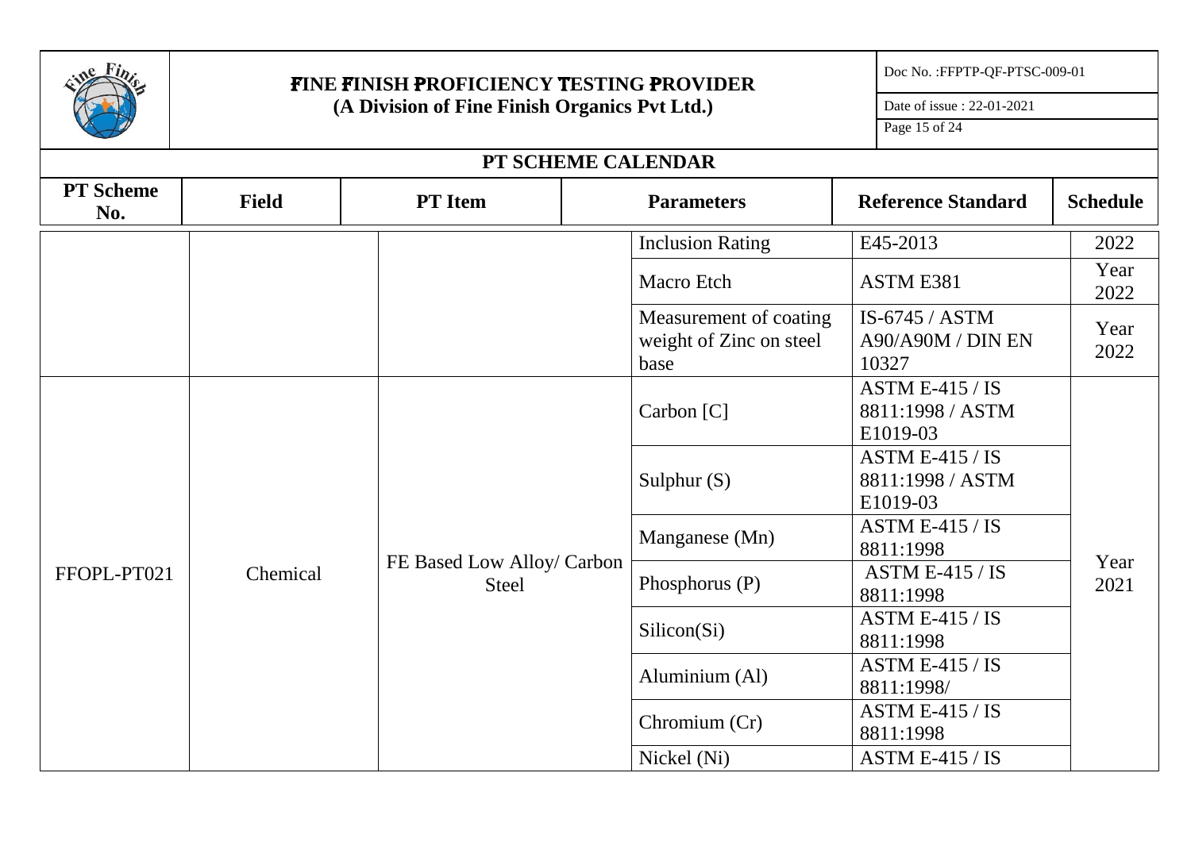**FINE FINISH PROFICIENCY TESTING PROVIDER**
**(A Division of Fine Finish Organics Pvt Ltd.)**

Doc No. :FFPTP-QF-PTSC-009-01

Date of issue : 22-01-2021

## PT SCHEME CALENDAR

| PT Scheme No. | Field | PT Item | Parameters | Reference Standard | Schedule |
|---|---|---|---|---|---|
| | | | Inclusion Rating | E45-2013 | 2022 |
| | | | Macro Etch | ASTM E381 | Year 2022 |
| | | | Measurement of coating weight of Zinc on steel base | IS-6745 / ASTM A90/A90M / DIN EN 10327 | Year 2022 |
| FFOPL-PT021 | Chemical | FE Based Low Alloy/ Carbon Steel | Carbon [C] | ASTM E-415 / IS 8811:1998 / ASTM E1019-03 | Year 2021 |
| | | | Sulphur (S) | ASTM E-415 / IS 8811:1998 / ASTM E1019-03 | |
| | | | Manganese (Mn) | ASTM E-415 / IS 8811:1998 | |
| | | | Phosphorus (P) | ASTM E-415 / IS 8811:1998 | |
| | | | Silicon(Si) | ASTM E-415 / IS 8811:1998 | |
| | | | Aluminium (Al) | ASTM E-415 / IS 8811:1998/ | |
| | | | Chromium (Cr) | ASTM E-415 / IS 8811:1998 | |
| | | | Nickel (Ni) | ASTM E-415 / IS | |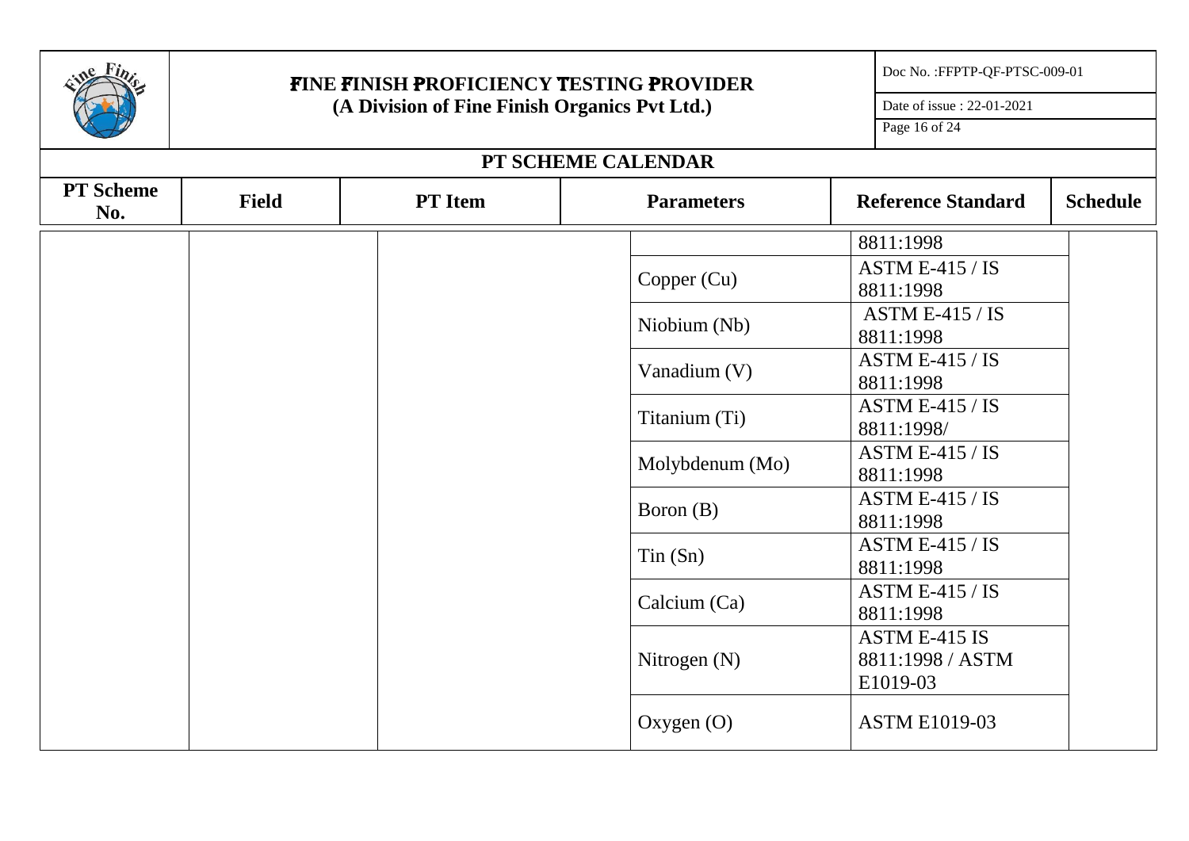## PT SCHEME CALENDAR

| PT Scheme No. | Field | PT Item | Parameters | Reference Standard | Schedule |
|---|---|---|---|---|---|
| | | | | 8811:1998 | |
| | | | Copper (Cu) | ASTM E-415 / IS 8811:1998 | |
| | | | Niobium (Nb) | ASTM E-415 / IS 8811:1998 | |
| | | | Vanadium (V) | ASTM E-415 / IS 8811:1998 | |
| | | | Titanium (Ti) | ASTM E-415 / IS 8811:1998/ | |
| | | | Molybdenum (Mo) | ASTM E-415 / IS 8811:1998 | |
| | | | Boron (B) | ASTM E-415 / IS 8811:1998 | |
| | | | Tin (Sn) | ASTM E-415 / IS 8811:1998 | |
| | | | Calcium (Ca) | ASTM E-415 / IS 8811:1998 | |
| | | | Nitrogen (N) | ASTM E-415 IS 8811:1998 / ASTM E1019-03 | |
| | | | Oxygen (O) | ASTM E1019-03 | |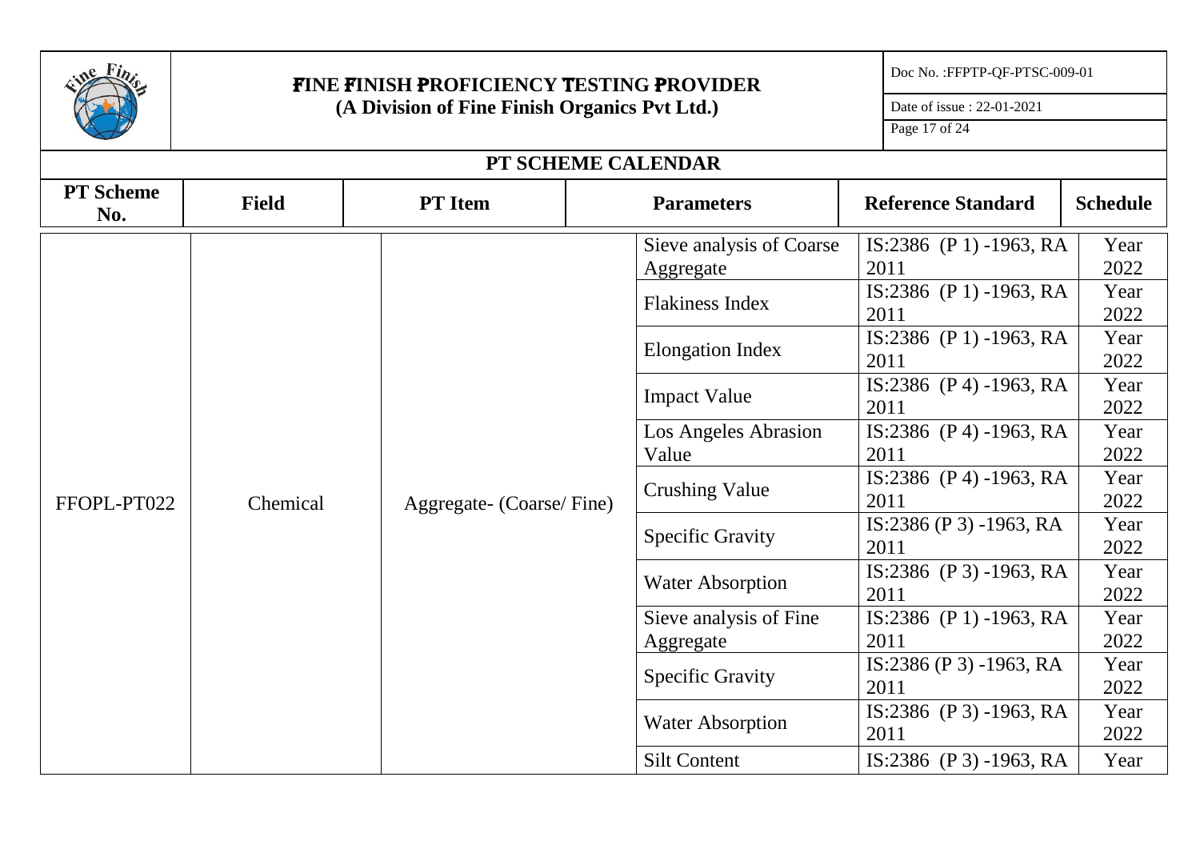# FINE FINISH PROFICIENCY TESTING PROVIDER
**(A Division of Fine Finish Organics Pvt Ltd.)**

Doc No. :FFPTP-QF-PTSC-009-01

Date of issue : 22-01-2021

## PT SCHEME CALENDAR

| PT Scheme No. | Field | PT Item | Parameters | Reference Standard | Schedule |
|---|---|---|---|---|---|
| FFOPL-PT022 | Chemical | Aggregate- (Coarse/ Fine) | Sieve analysis of Coarse Aggregate | IS:2386 (P 1) -1963, RA 2011 | Year 2022 |
| | | | Flakiness Index | IS:2386 (P 1) -1963, RA 2011 | Year 2022 |
| | | | Elongation Index | IS:2386 (P 1) -1963, RA 2011 | Year 2022 |
| | | | Impact Value | IS:2386 (P 4) -1963, RA 2011 | Year 2022 |
| | | | Los Angeles Abrasion Value | IS:2386 (P 4) -1963, RA 2011 | Year 2022 |
| | | | Crushing Value | IS:2386 (P 4) -1963, RA 2011 | Year 2022 |
| | | | Specific Gravity | IS:2386 (P 3) -1963, RA 2011 | Year 2022 |
| | | | Water Absorption | IS:2386 (P 3) -1963, RA 2011 | Year 2022 |
| | | | Sieve analysis of Fine Aggregate | IS:2386 (P 1) -1963, RA 2011 | Year 2022 |
| | | | Specific Gravity | IS:2386 (P 3) -1963, RA 2011 | Year 2022 |
| | | | Water Absorption | IS:2386 (P 3) -1963, RA 2011 | Year 2022 |
| | | | Silt Content | IS:2386 (P 3) -1963, RA | Year |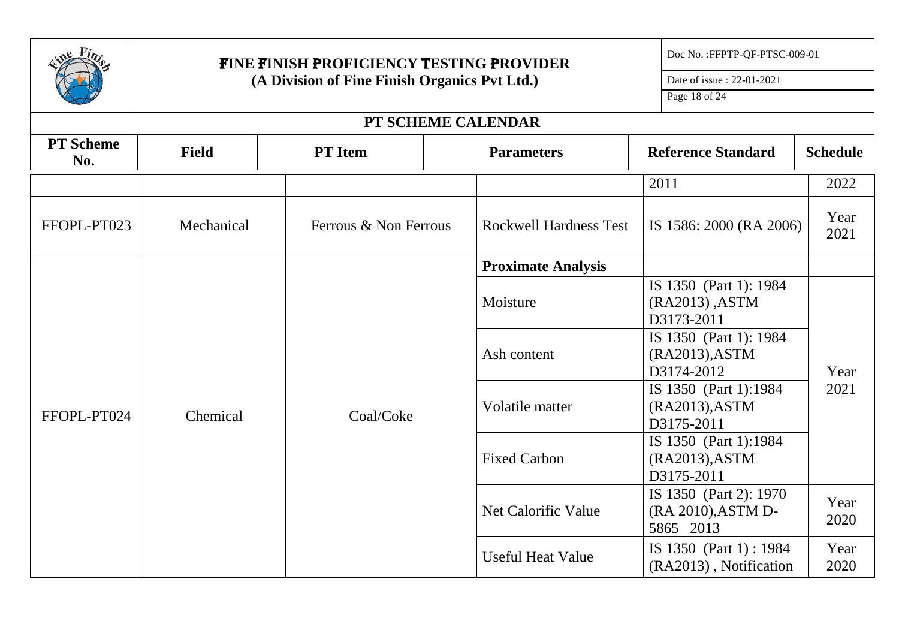## PT SCHEME CALENDAR

| PT Scheme No. | Field | PT Item | Parameters | Reference Standard | Schedule |
|---|---|---|---|---|---|
| | | | | 2011 | 2022 |
| FFOPL-PT023 | Mechanical | Ferrous & Non Ferrous | Rockwell Hardness Test | IS 1586: 2000 (RA 2006) | Year 2021 |
| FFOPL-PT024 | Chemical | Coal/Coke | **Proximate Analysis** | | |
| | | | Moisture | IS 1350 (Part 1): 1984 (RA2013) ,ASTM D3173-2011 | Year 2021 |
| | | | Ash content | IS 1350 (Part 1): 1984 (RA2013),ASTM D3174-2012 | |
| | | | Volatile matter | IS 1350 (Part 1):1984 (RA2013),ASTM D3175-2011 | |
| | | | Fixed Carbon | IS 1350 (Part 1):1984 (RA2013),ASTM D3175-2011 | |
| | | | Net Calorific Value | IS 1350 (Part 2): 1970 (RA 2010),ASTM D-5865 2013 | Year 2020 |
| | | | Useful Heat Value | IS 1350 (Part 1) : 1984 (RA2013) , Notification | Year 2020 |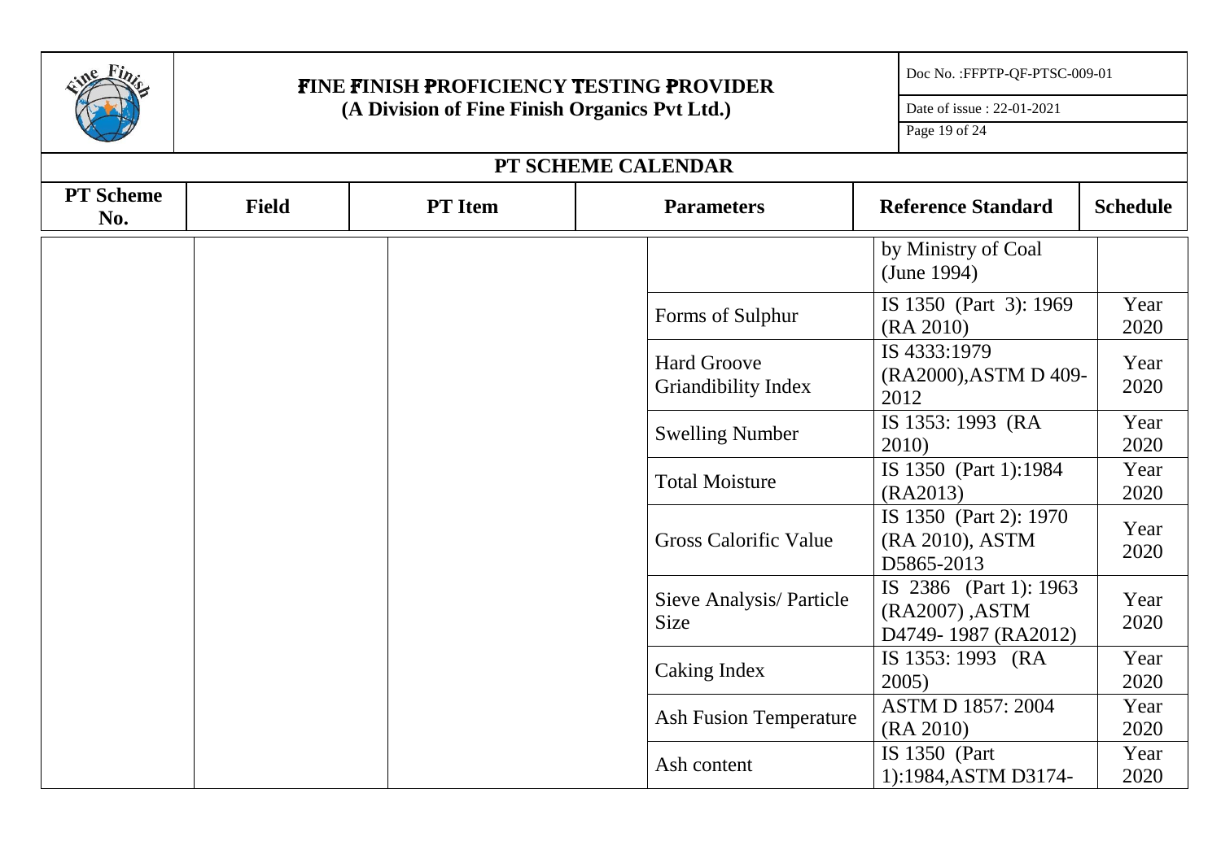## PT SCHEME CALENDAR

| PT Scheme No. | Field | PT Item | Parameters | Reference Standard | Schedule |
|---|---|---|---|---|---|
| | | | | by Ministry of Coal (June 1994) | |
| | | | Forms of Sulphur | IS 1350 (Part 3): 1969 (RA 2010) | Year 2020 |
| | | | Hard Groove Griandibility Index | IS 4333:1979 (RA2000),ASTM D 409-2012 | Year 2020 |
| | | | Swelling Number | IS 1353: 1993 (RA 2010) | Year 2020 |
| | | | Total Moisture | IS 1350 (Part 1):1984 (RA2013) | Year 2020 |
| | | | Gross Calorific Value | IS 1350 (Part 2): 1970 (RA 2010), ASTM D5865-2013 | Year 2020 |
| | | | Sieve Analysis/ Particle Size | IS 2386 (Part 1): 1963 (RA2007) ,ASTM D4749- 1987 (RA2012) | Year 2020 |
| | | | Caking Index | IS 1353: 1993 (RA 2005) | Year 2020 |
| | | | Ash Fusion Temperature | ASTM D 1857: 2004 (RA 2010) | Year 2020 |
| | | | Ash content | IS 1350 (Part 1):1984,ASTM D3174- | Year 2020 |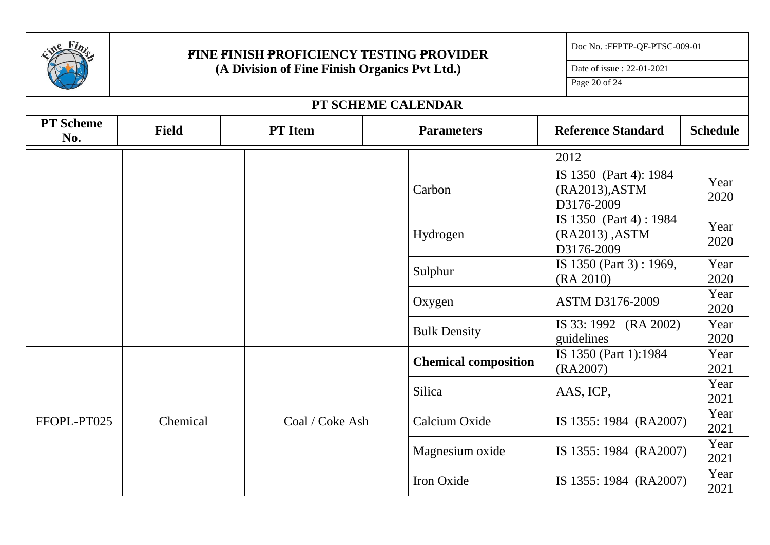## PT SCHEME CALENDAR

| PT Scheme No. | Field | PT Item | Parameters | Reference Standard | Schedule |
|---|---|---|---|---|---|
| | | | | 2012 | |
| | | | Carbon | IS 1350 (Part 4): 1984 (RA2013),ASTM D3176-2009 | Year 2020 |
| | | | Hydrogen | IS 1350 (Part 4) : 1984 (RA2013) ,ASTM D3176-2009 | Year 2020 |
| | | | Sulphur | IS 1350 (Part 3) : 1969, (RA 2010) | Year 2020 |
| | | | Oxygen | ASTM D3176-2009 | Year 2020 |
| | | | Bulk Density | IS 33: 1992 (RA 2002) guidelines | Year 2020 |
| FFOPL-PT025 | Chemical | Coal / Coke Ash | **Chemical composition** | IS 1350 (Part 1):1984 (RA2007) | Year 2021 |
| | | | Silica | AAS, ICP, | Year 2021 |
| | | | Calcium Oxide | IS 1355: 1984 (RA2007) | Year 2021 |
| | | | Magnesium oxide | IS 1355: 1984 (RA2007) | Year 2021 |
| | | | Iron Oxide | IS 1355: 1984 (RA2007) | Year 2021 |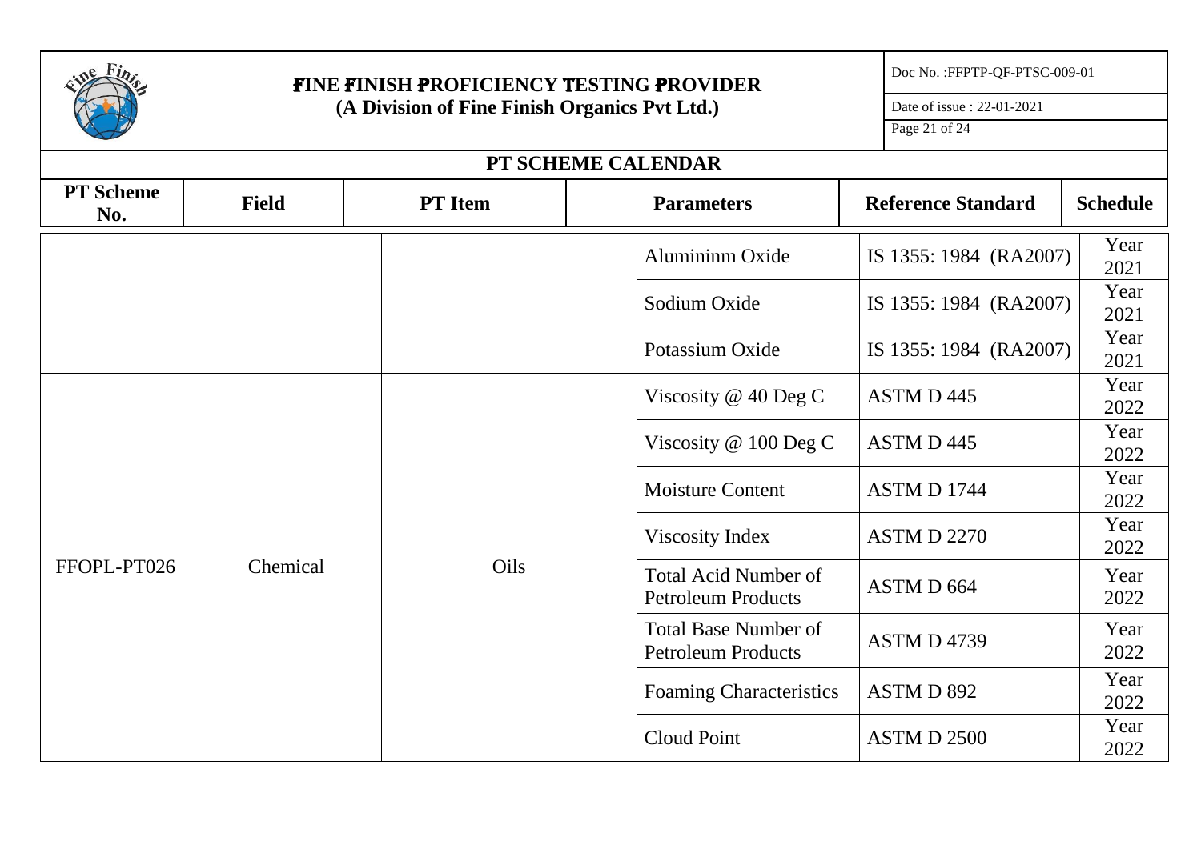## PT SCHEME CALENDAR

| PT Scheme No. | Field | PT Item | Parameters | Reference Standard | Schedule |
|---|---|---|---|---|---|
| | | | Aluminimm Oxide | IS 1355: 1984 (RA2007) | Year 2021 |
| | | | Sodium Oxide | IS 1355: 1984 (RA2007) | Year 2021 |
| | | | Potassium Oxide | IS 1355: 1984 (RA2007) | Year 2021 |
| FFOPL-PT026 | Chemical | Oils | Viscosity @ 40 Deg C | ASTM D 445 | Year 2022 |
| | | | Viscosity @ 100 Deg C | ASTM D 445 | Year 2022 |
| | | | Moisture Content | ASTM D 1744 | Year 2022 |
| | | | Viscosity Index | ASTM D 2270 | Year 2022 |
| | | | Total Acid Number of Petroleum Products | ASTM D 664 | Year 2022 |
| | | | Total Base Number of Petroleum Products | ASTM D 4739 | Year 2022 |
| | | | Foaming Characteristics | ASTM D 892 | Year 2022 |
| | | | Cloud Point | ASTM D 2500 | Year 2022 |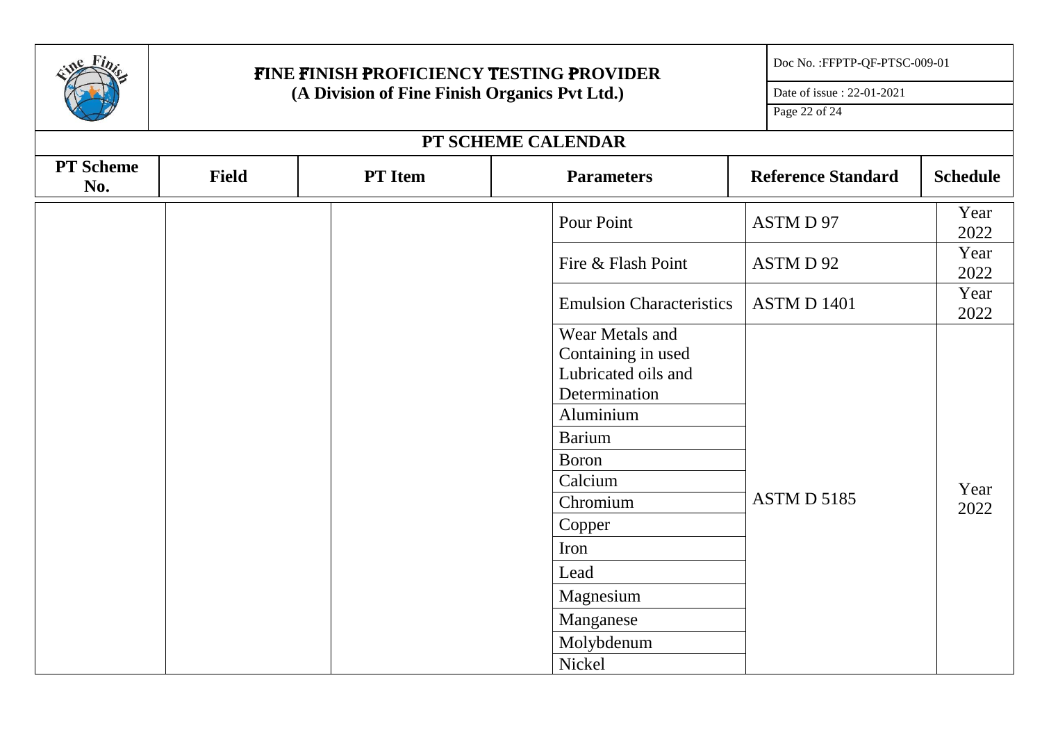## PT SCHEME CALENDAR

| PT Scheme No. | Field | PT Item | Parameters | Reference Standard | Schedule |
|---|---|---|---|---|---|
| | | | Pour Point | ASTM D 97 | Year 2022 |
| | | | Fire & Flash Point | ASTM D 92 | Year 2022 |
| | | | Emulsion Characteristics | ASTM D 1401 | Year 2022 |
| | | | Wear Metals and Containing in used Lubricated oils and Determination | ASTM D 5185 | Year 2022 |
| | | | Aluminium | | |
| | | | Barium | | |
| | | | Boron | | |
| | | | Calcium | | |
| | | | Chromium | | |
| | | | Copper | | |
| | | | Iron | | |
| | | | Lead | | |
| | | | Magnesium | | |
| | | | Manganese | | |
| | | | Molybdenum | | |
| | | | Nickel | | |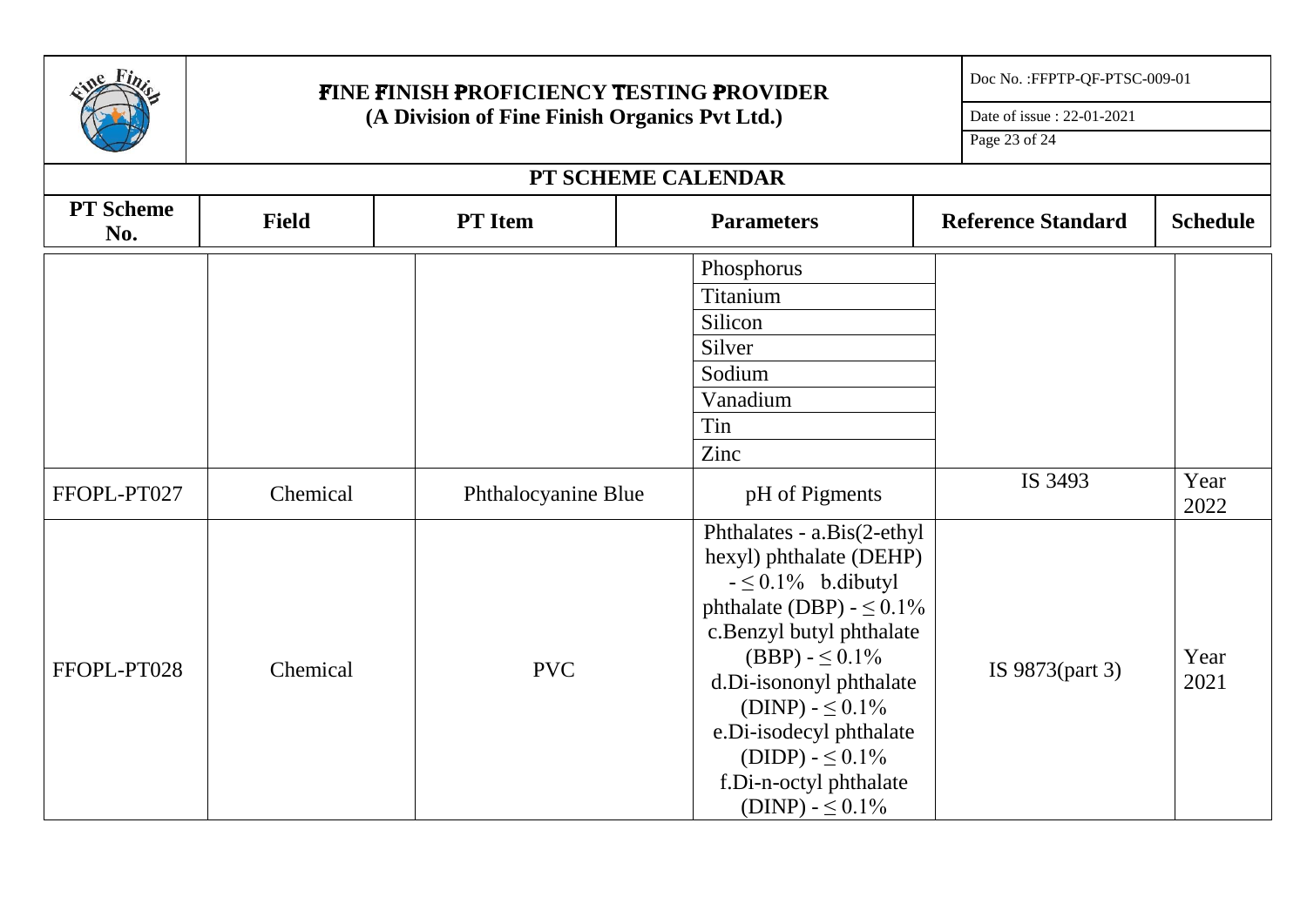## PT SCHEME CALENDAR

| PT Scheme No. | Field | PT Item | Parameters | Reference Standard | Schedule |
|---|---|---|---|---|---|
| | | | Phosphorus | | |
| | | | Titanium | | |
| | | | Silicon | | |
| | | | Silver | | |
| | | | Sodium | | |
| | | | Vanadium | | |
| | | | Tin | | |
| | | | Zinc | | |
| FFOPL-PT027 | Chemical | Phthalocyanine Blue | pH of Pigments | IS 3493 | Year 2022 |
| FFOPL-PT028 | Chemical | PVC | Phthalates - a.Bis(2-ethyl hexyl) phthalate (DEHP) - ≤ 0.1% b.dibutyl phthalate (DBP) - ≤ 0.1% c.Benzyl butyl phthalate (BBP) - ≤ 0.1% d.Di-isononyl phthalate (DINP) - ≤ 0.1% e.Di-isodecyl phthalate (DIDP) - ≤ 0.1% f.Di-n-octyl phthalate (DINP) - ≤ 0.1% | IS 9873(part 3) | Year 2021 |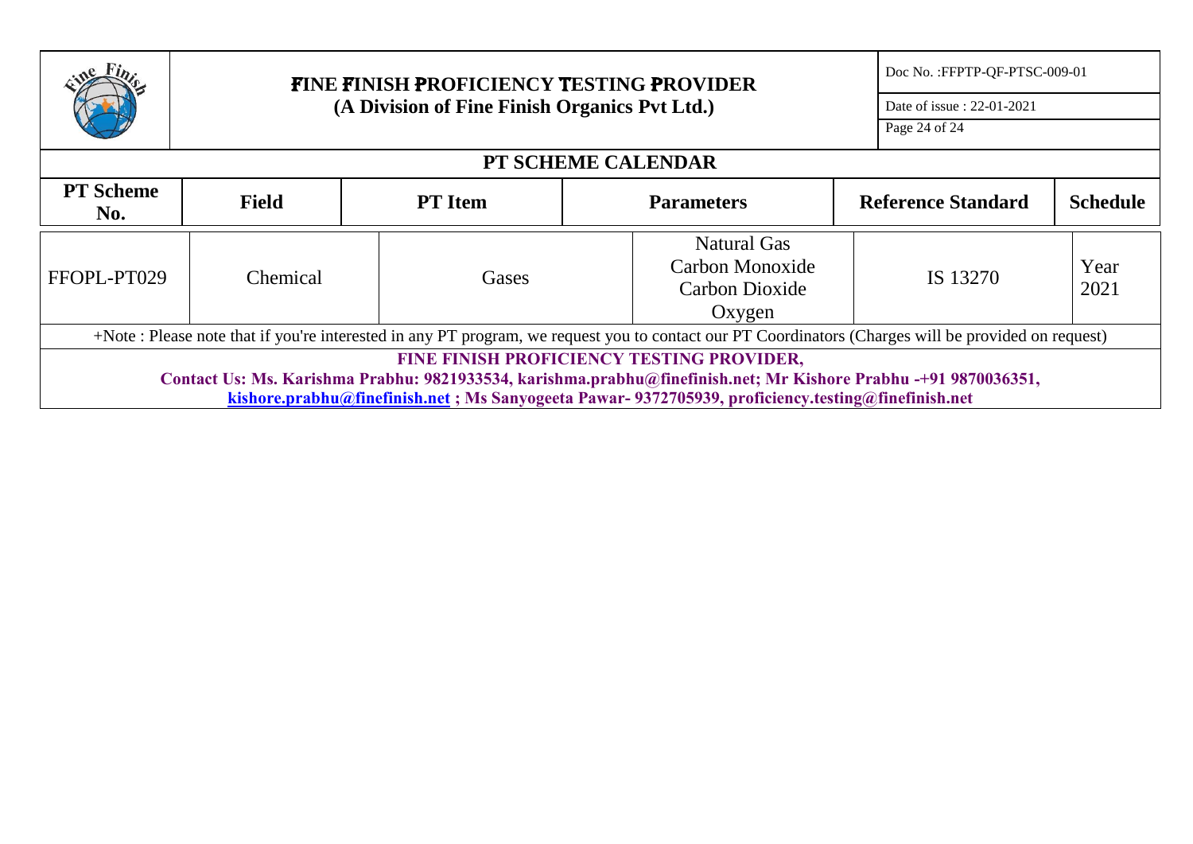## PT SCHEME CALENDAR

| PT Scheme No. | Field | PT Item | Parameters | Reference Standard | Schedule |
|---|---|---|---|---|---|
| FFOPL-PT029 | Chemical | Gases | Natural Gas<br>Carbon Monoxide<br>Carbon Dioxide<br>Oxygen | IS 13270 | Year 2021 |

+Note : Please note that if you're interested in any PT program, we request you to contact our PT Coordinators (Charges will be provided on request)

**FINE FINISH PROFICIENCY TESTING PROVIDER,**

**Contact Us: Ms. Karishma Prabhu: 9821933534, karishma.prabhu@finefinish.net; Mr Kishore Prabhu -+91 9870036351, kishore.prabhu@finefinish.net ; Ms Sanyogeeta Pawar- 9372705939, proficiency.testing@finefinish.net**